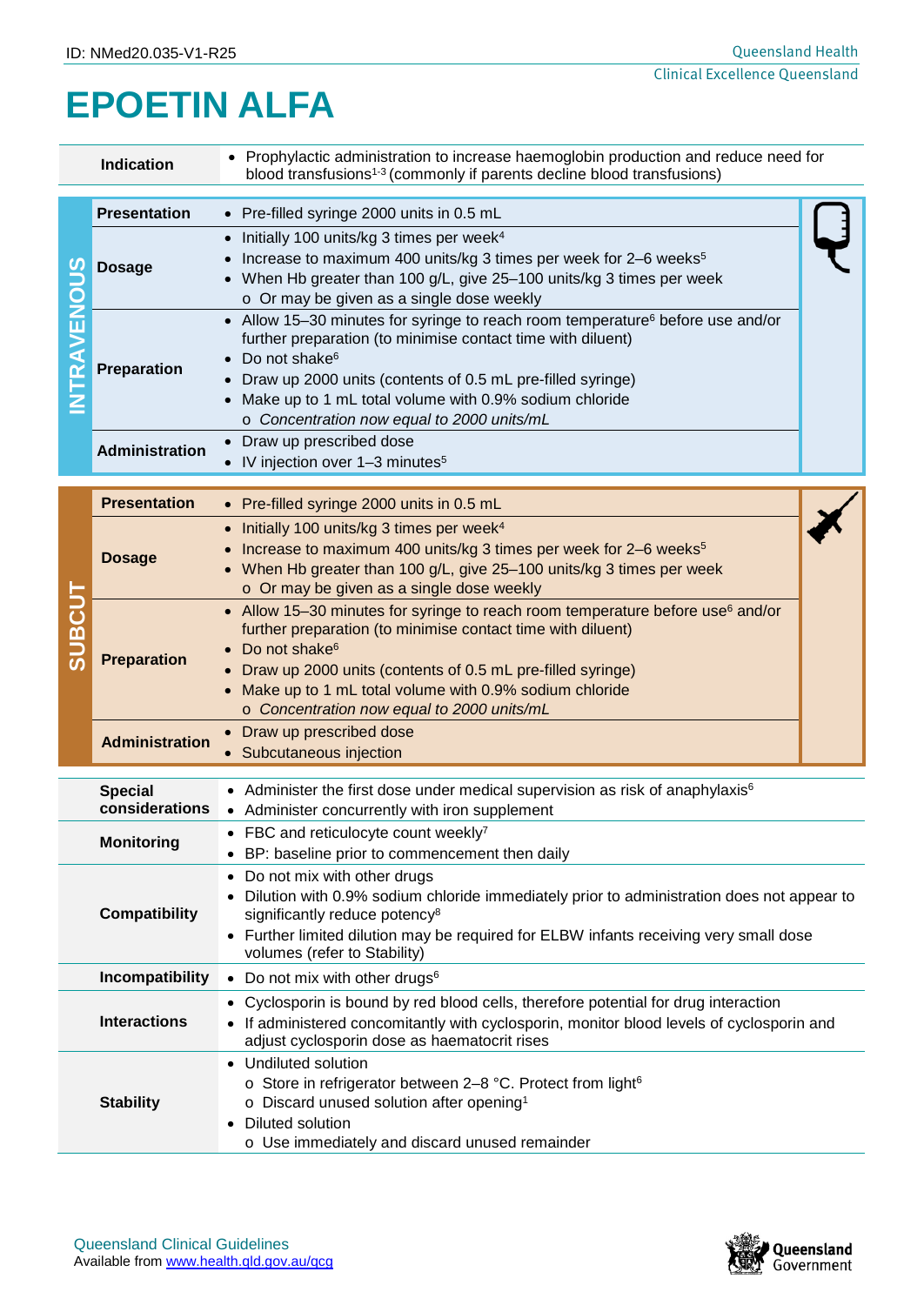ID: NMed20.035-V1-R25

# EPOETIN ALFA

| | |
|---|---|
| **Indication** | • Prophylactic administration to increase haemoglobin production and reduce need for blood transfusions[1-3] (commonly if parents decline blood transfusions) |

## INTRAVENOUS

| | |
|---|---|
| **Presentation** | • Pre-filled syringe 2000 units in 0.5 mL |
| **Dosage** | • Initially 100 units/kg 3 times per week[4]<br>• Increase to maximum 400 units/kg 3 times per week for 2–6 weeks[5]<br>• When Hb greater than 100 g/L, give 25–100 units/kg 3 times per week<br>  o Or may be given as a single dose weekly |
| **Preparation** | • Allow 15–30 minutes for syringe to reach room temperature[6] before use and/or further preparation (to minimise contact time with diluent)<br>• Do not shake[6]<br>• Draw up 2000 units (contents of 0.5 mL pre-filled syringe)<br>• Make up to 1 mL total volume with 0.9% sodium chloride<br>  o *Concentration now equal to 2000 units/mL* |
| **Administration** | • Draw up prescribed dose<br>• IV injection over 1–3 minutes[5] |

## SUBCUT

| | |
|---|---|
| **Presentation** | • Pre-filled syringe 2000 units in 0.5 mL |
| **Dosage** | • Initially 100 units/kg 3 times per week[4]<br>• Increase to maximum 400 units/kg 3 times per week for 2–6 weeks[5]<br>• When Hb greater than 100 g/L, give 25–100 units/kg 3 times per week<br>  o Or may be given as a single dose weekly |
| **Preparation** | • Allow 15–30 minutes for syringe to reach room temperature before use[6] and/or further preparation (to minimise contact time with diluent)<br>• Do not shake[6]<br>• Draw up 2000 units (contents of 0.5 mL pre-filled syringe)<br>• Make up to 1 mL total volume with 0.9% sodium chloride<br>  o *Concentration now equal to 2000 units/mL* |
| **Administration** | • Draw up prescribed dose<br>• Subcutaneous injection |

| | |
|---|---|
| **Special considerations** | • Administer the first dose under medical supervision as risk of anaphylaxis[6]<br>• Administer concurrently with iron supplement |
| **Monitoring** | • FBC and reticulocyte count weekly[7]<br>• BP: baseline prior to commencement then daily |
| **Compatibility** | • Do not mix with other drugs<br>• Dilution with 0.9% sodium chloride immediately prior to administration does not appear to significantly reduce potency[8]<br>• Further limited dilution may be required for ELBW infants receiving very small dose volumes (refer to Stability) |
| **Incompatibility** | • Do not mix with other drugs[6] |
| **Interactions** | • Cyclosporin is bound by red blood cells, therefore potential for drug interaction<br>• If administered concomitantly with cyclosporin, monitor blood levels of cyclosporin and adjust cyclosporin dose as haematocrit rises |
| **Stability** | • Undiluted solution<br>  o Store in refrigerator between 2–8 °C. Protect from light[6]<br>  o Discard unused solution after opening[1]<br>• Diluted solution<br>  o Use immediately and discard unused remainder |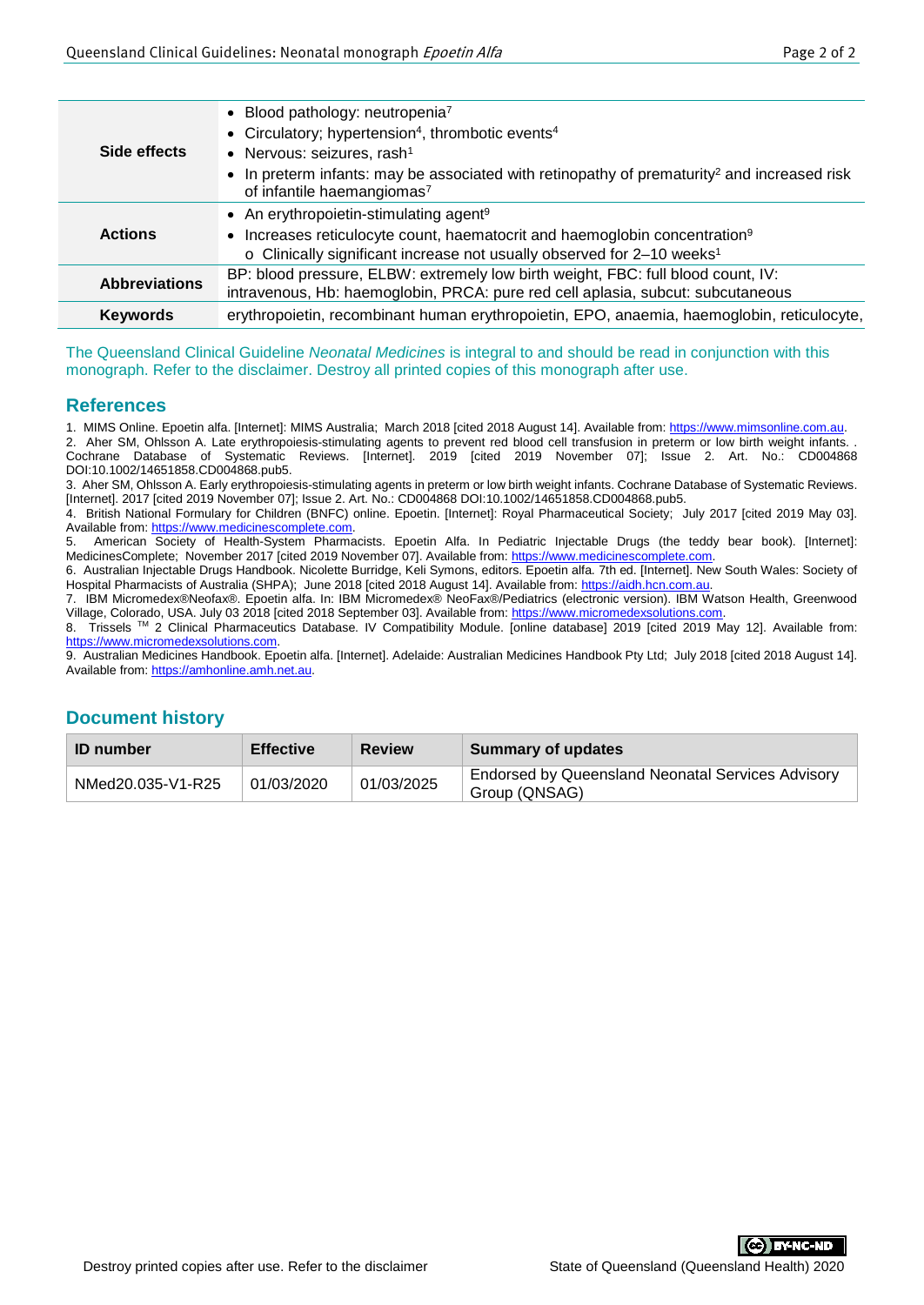| | |
|---|---|
| **Side effects** | • Blood pathology: neutropenia[7]<br>• Circulatory; hypertension[4], thrombotic events[4]<br>• Nervous: seizures, rash[1]<br>• In preterm infants: may be associated with retinopathy of prematurity[2] and increased risk of infantile haemangiomas[7] |
| **Actions** | • An erythropoietin-stimulating agent[9]<br>• Increases reticulocyte count, haematocrit and haemoglobin concentration[9]<br>  o Clinically significant increase not usually observed for 2–10 weeks[1] |
| **Abbreviations** | BP: blood pressure, ELBW: extremely low birth weight, FBC: full blood count, IV: intravenous, Hb: haemoglobin, PRCA: pure red cell aplasia, subcut: subcutaneous |
| **Keywords** | erythropoietin, recombinant human erythropoietin, EPO, anaemia, haemoglobin, reticulocyte, |

The Queensland Clinical Guideline *Neonatal Medicines* is integral to and should be read in conjunction with this monograph. Refer to the disclaimer. Destroy all printed copies of this monograph after use.

## References

1. MIMS Online. Epoetin alfa. [Internet]: MIMS Australia; March 2018 [cited 2018 August 14]. Available from: https://www.mimsonline.com.au.
2. Aher SM, Ohlsson A. Late erythropoiesis-stimulating agents to prevent red blood cell transfusion in preterm or low birth weight infants. . Cochrane Database of Systematic Reviews. [Internet]. 2019 [cited 2019 November 07]; Issue 2. Art. No.: CD004868 DOI:10.1002/14651858.CD004868.pub5.
3. Aher SM, Ohlsson A. Early erythropoiesis-stimulating agents in preterm or low birth weight infants. Cochrane Database of Systematic Reviews. [Internet]. 2017 [cited 2019 November 07]; Issue 2. Art. No.: CD004868 DOI:10.1002/14651858.CD004868.pub5.
4. British National Formulary for Children (BNFC) online. Epoetin. [Internet]: Royal Pharmaceutical Society; July 2017 [cited 2019 May 03]. Available from: https://www.medicinescomplete.com.
5. American Society of Health-System Pharmacists. Epoetin Alfa. In Pediatric Injectable Drugs (the teddy bear book). [Internet]: MedicinesComplete; November 2017 [cited 2019 November 07]. Available from: https://www.medicinescomplete.com.
6. Australian Injectable Drugs Handbook. Nicolette Burridge, Keli Symons, editors. Epoetin alfa. 7th ed. [Internet]. New South Wales: Society of Hospital Pharmacists of Australia (SHPA); June 2018 [cited 2018 August 14]. Available from: https://aidh.hcn.com.au.
7. IBM Micromedex®Neofax®. Epoetin alfa. In: IBM Micromedex® NeoFax®/Pediatrics (electronic version). IBM Watson Health, Greenwood Village, Colorado, USA. July 03 2018 [cited 2018 September 03]. Available from: https://www.micromedexsolutions.com.
8. Trissels ™ 2 Clinical Pharmaceutics Database. IV Compatibility Module. [online database] 2019 [cited 2019 May 12]. Available from: https://www.micromedexsolutions.com.
9. Australian Medicines Handbook. Epoetin alfa. [Internet]. Adelaide: Australian Medicines Handbook Pty Ltd; July 2018 [cited 2018 August 14]. Available from: https://amhonline.amh.net.au.

## Document history

| ID number | Effective | Review | Summary of updates |
|---|---|---|---|
| NMed20.035-V1-R25 | 01/03/2020 | 01/03/2025 | Endorsed by Queensland Neonatal Services Advisory Group (QNSAG) |